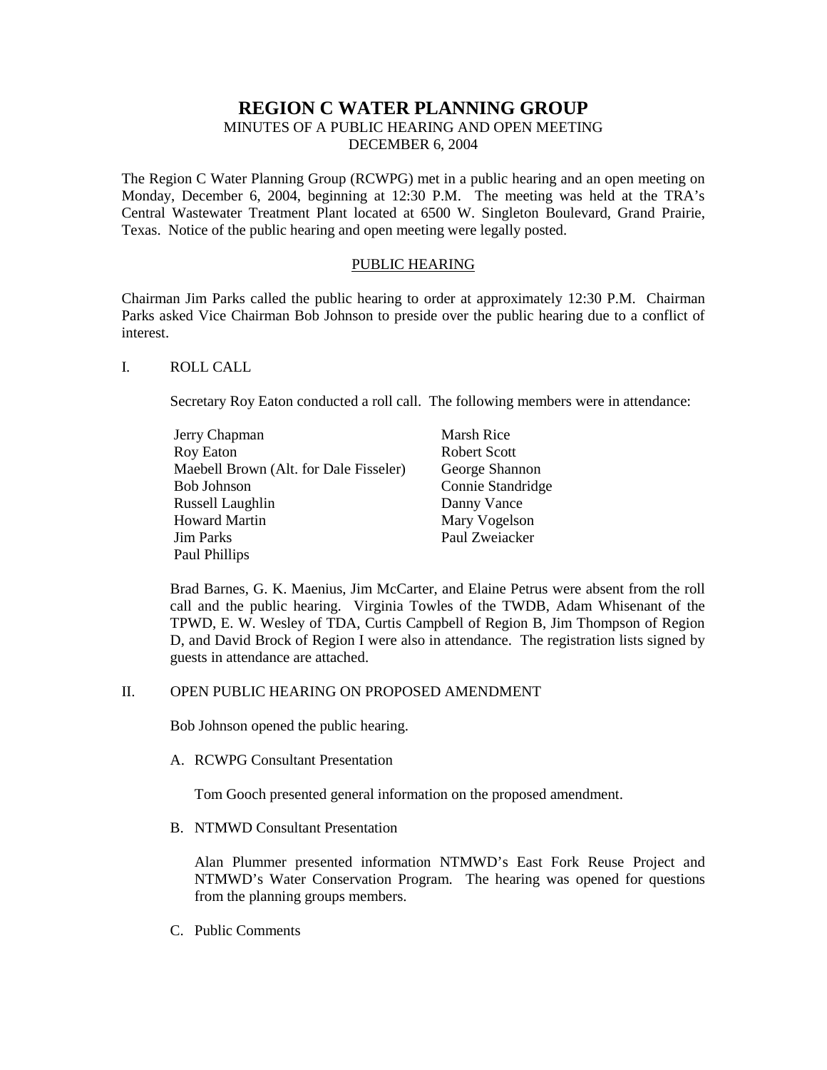# REGION C WATER PLANNING GROUP

MINUTES OF A PUBLIC HEARING AND OPEN MEETING
DECEMBER 6, 2004

The Region C Water Planning Group (RCWPG) met in a public hearing and an open meeting on Monday, December 6, 2004, beginning at 12:30 P.M. The meeting was held at the TRA's Central Wastewater Treatment Plant located at 6500 W. Singleton Boulevard, Grand Prairie, Texas. Notice of the public hearing and open meeting were legally posted.

## PUBLIC HEARING

Chairman Jim Parks called the public hearing to order at approximately 12:30 P.M. Chairman Parks asked Vice Chairman Bob Johnson to preside over the public hearing due to a conflict of interest.

I. ROLL CALL

Secretary Roy Eaton conducted a roll call. The following members were in attendance:

| | |
|---|---|
| Jerry Chapman | Marsh Rice |
| Roy Eaton | Robert Scott |
| Maebell Brown (Alt. for Dale Fisseler) | George Shannon |
| Bob Johnson | Connie Standridge |
| Russell Laughlin | Danny Vance |
| Howard Martin | Mary Vogelson |
| Jim Parks | Paul Zweiacker |
| Paul Phillips | |

Brad Barnes, G. K. Maenius, Jim McCarter, and Elaine Petrus were absent from the roll call and the public hearing. Virginia Towles of the TWDB, Adam Whisenant of the TPWD, E. W. Wesley of TDA, Curtis Campbell of Region B, Jim Thompson of Region D, and David Brock of Region I were also in attendance. The registration lists signed by guests in attendance are attached.

II. OPEN PUBLIC HEARING ON PROPOSED AMENDMENT

Bob Johnson opened the public hearing.

A. RCWPG Consultant Presentation

Tom Gooch presented general information on the proposed amendment.

B. NTMWD Consultant Presentation

Alan Plummer presented information NTMWD's East Fork Reuse Project and NTMWD's Water Conservation Program. The hearing was opened for questions from the planning groups members.

C. Public Comments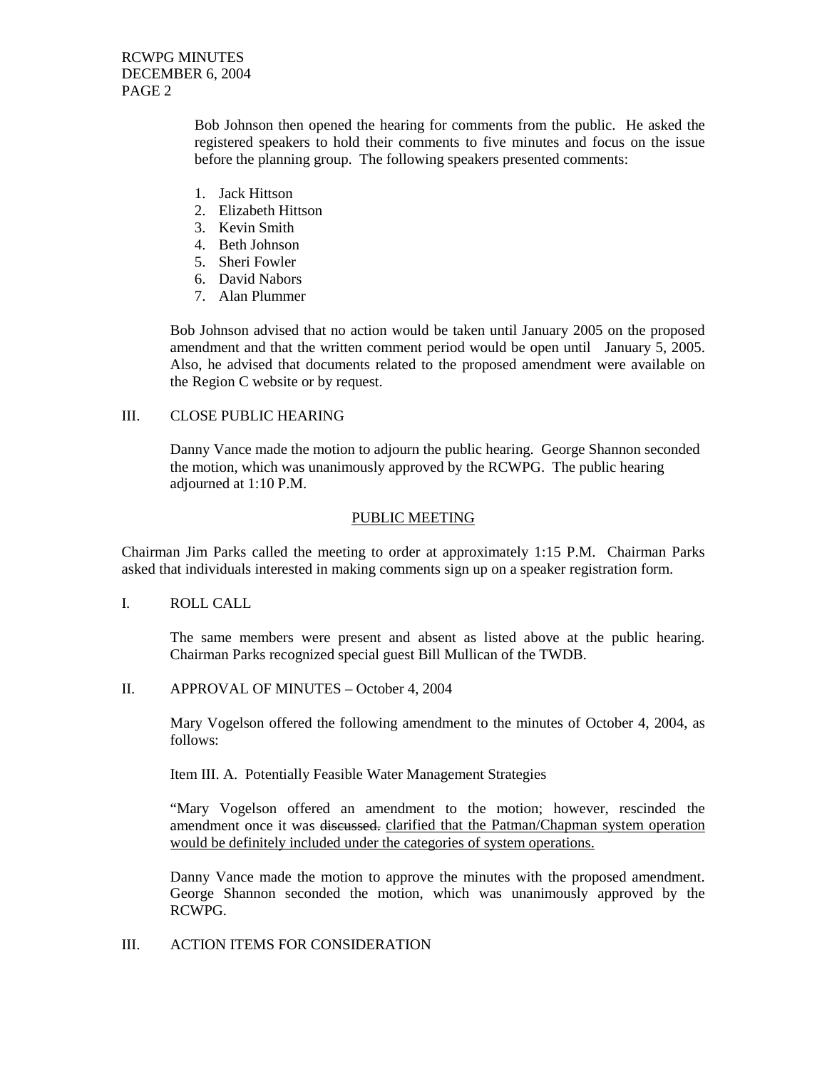Bob Johnson then opened the hearing for comments from the public. He asked the registered speakers to hold their comments to five minutes and focus on the issue before the planning group. The following speakers presented comments:

1. Jack Hittson
2. Elizabeth Hittson
3. Kevin Smith
4. Beth Johnson
5. Sheri Fowler
6. David Nabors
7. Alan Plummer

Bob Johnson advised that no action would be taken until January 2005 on the proposed amendment and that the written comment period would be open until January 5, 2005. Also, he advised that documents related to the proposed amendment were available on the Region C website or by request.

III. CLOSE PUBLIC HEARING

Danny Vance made the motion to adjourn the public hearing. George Shannon seconded the motion, which was unanimously approved by the RCWPG. The public hearing adjourned at 1:10 P.M.

## PUBLIC MEETING

Chairman Jim Parks called the meeting to order at approximately 1:15 P.M. Chairman Parks asked that individuals interested in making comments sign up on a speaker registration form.

I. ROLL CALL

The same members were present and absent as listed above at the public hearing. Chairman Parks recognized special guest Bill Mullican of the TWDB.

II. APPROVAL OF MINUTES – October 4, 2004

Mary Vogelson offered the following amendment to the minutes of October 4, 2004, as follows:

Item III. A. Potentially Feasible Water Management Strategies

"Mary Vogelson offered an amendment to the motion; however, rescinded the amendment once it was ~~discussed.~~ clarified that the Patman/Chapman system operation would be definitely included under the categories of system operations.

Danny Vance made the motion to approve the minutes with the proposed amendment. George Shannon seconded the motion, which was unanimously approved by the RCWPG.

III. ACTION ITEMS FOR CONSIDERATION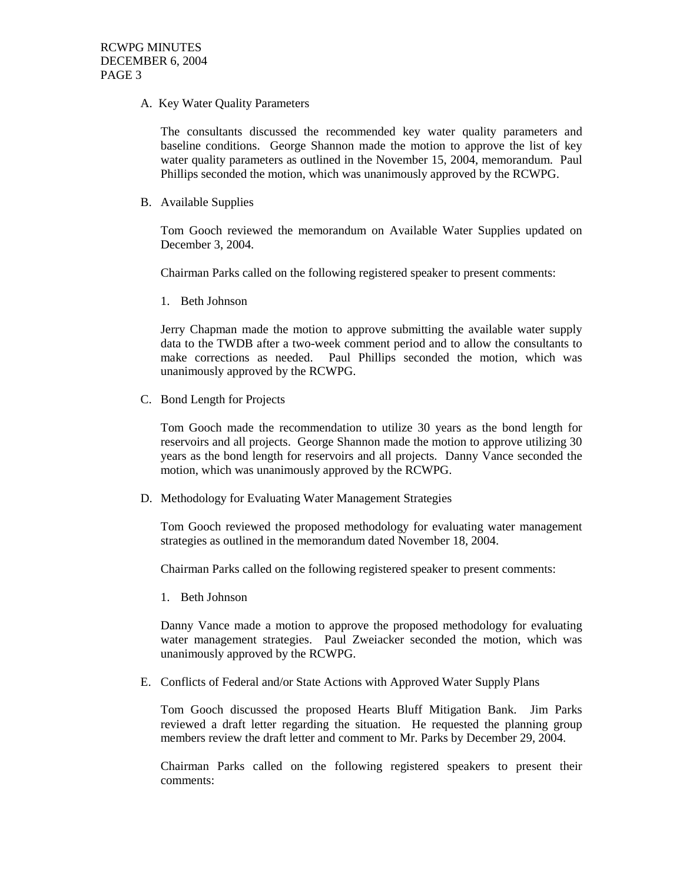A. Key Water Quality Parameters

The consultants discussed the recommended key water quality parameters and baseline conditions. George Shannon made the motion to approve the list of key water quality parameters as outlined in the November 15, 2004, memorandum. Paul Phillips seconded the motion, which was unanimously approved by the RCWPG.

B. Available Supplies

Tom Gooch reviewed the memorandum on Available Water Supplies updated on December 3, 2004.

Chairman Parks called on the following registered speaker to present comments:

1. Beth Johnson

Jerry Chapman made the motion to approve submitting the available water supply data to the TWDB after a two-week comment period and to allow the consultants to make corrections as needed. Paul Phillips seconded the motion, which was unanimously approved by the RCWPG.

C. Bond Length for Projects

Tom Gooch made the recommendation to utilize 30 years as the bond length for reservoirs and all projects. George Shannon made the motion to approve utilizing 30 years as the bond length for reservoirs and all projects. Danny Vance seconded the motion, which was unanimously approved by the RCWPG.

D. Methodology for Evaluating Water Management Strategies

Tom Gooch reviewed the proposed methodology for evaluating water management strategies as outlined in the memorandum dated November 18, 2004.

Chairman Parks called on the following registered speaker to present comments:

1. Beth Johnson

Danny Vance made a motion to approve the proposed methodology for evaluating water management strategies. Paul Zweiacker seconded the motion, which was unanimously approved by the RCWPG.

E. Conflicts of Federal and/or State Actions with Approved Water Supply Plans

Tom Gooch discussed the proposed Hearts Bluff Mitigation Bank. Jim Parks reviewed a draft letter regarding the situation. He requested the planning group members review the draft letter and comment to Mr. Parks by December 29, 2004.

Chairman Parks called on the following registered speakers to present their comments: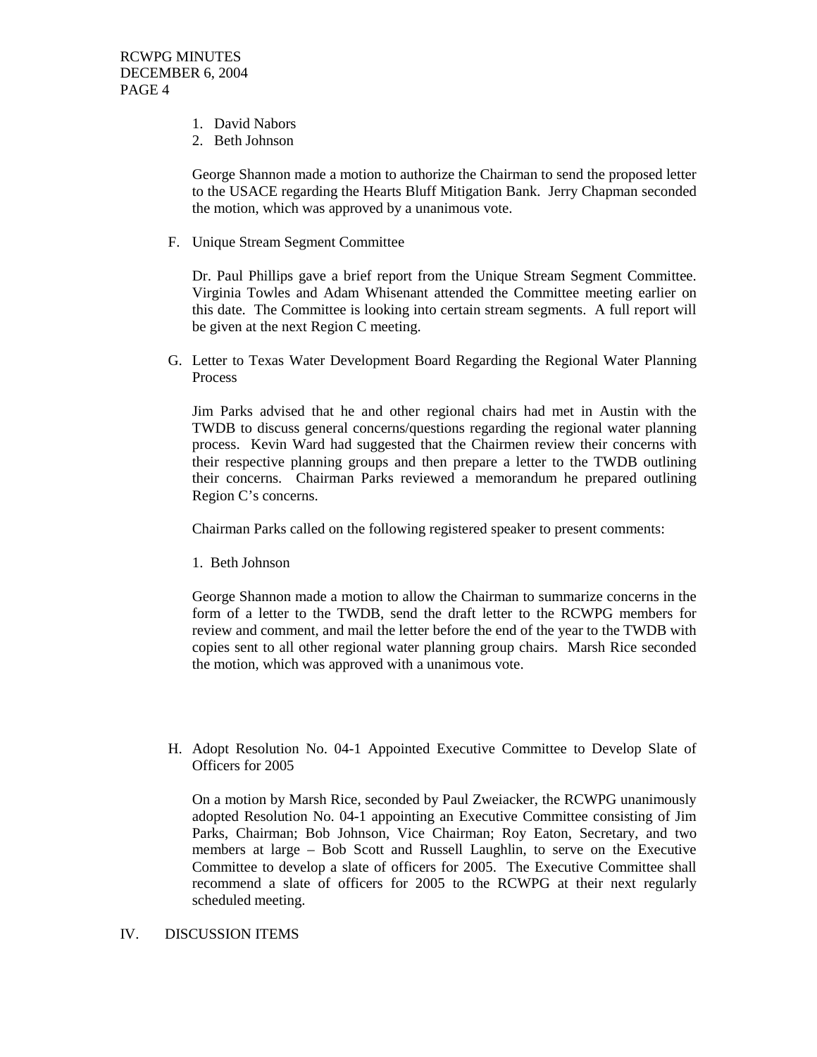1. David Nabors
2. Beth Johnson

George Shannon made a motion to authorize the Chairman to send the proposed letter to the USACE regarding the Hearts Bluff Mitigation Bank. Jerry Chapman seconded the motion, which was approved by a unanimous vote.

F. Unique Stream Segment Committee

Dr. Paul Phillips gave a brief report from the Unique Stream Segment Committee. Virginia Towles and Adam Whisenant attended the Committee meeting earlier on this date. The Committee is looking into certain stream segments. A full report will be given at the next Region C meeting.

G. Letter to Texas Water Development Board Regarding the Regional Water Planning Process

Jim Parks advised that he and other regional chairs had met in Austin with the TWDB to discuss general concerns/questions regarding the regional water planning process. Kevin Ward had suggested that the Chairmen review their concerns with their respective planning groups and then prepare a letter to the TWDB outlining their concerns. Chairman Parks reviewed a memorandum he prepared outlining Region C's concerns.

Chairman Parks called on the following registered speaker to present comments:

1. Beth Johnson

George Shannon made a motion to allow the Chairman to summarize concerns in the form of a letter to the TWDB, send the draft letter to the RCWPG members for review and comment, and mail the letter before the end of the year to the TWDB with copies sent to all other regional water planning group chairs. Marsh Rice seconded the motion, which was approved with a unanimous vote.

H. Adopt Resolution No. 04-1 Appointed Executive Committee to Develop Slate of Officers for 2005

On a motion by Marsh Rice, seconded by Paul Zweiacker, the RCWPG unanimously adopted Resolution No. 04-1 appointing an Executive Committee consisting of Jim Parks, Chairman; Bob Johnson, Vice Chairman; Roy Eaton, Secretary, and two members at large – Bob Scott and Russell Laughlin, to serve on the Executive Committee to develop a slate of officers for 2005. The Executive Committee shall recommend a slate of officers for 2005 to the RCWPG at their next regularly scheduled meeting.

IV. DISCUSSION ITEMS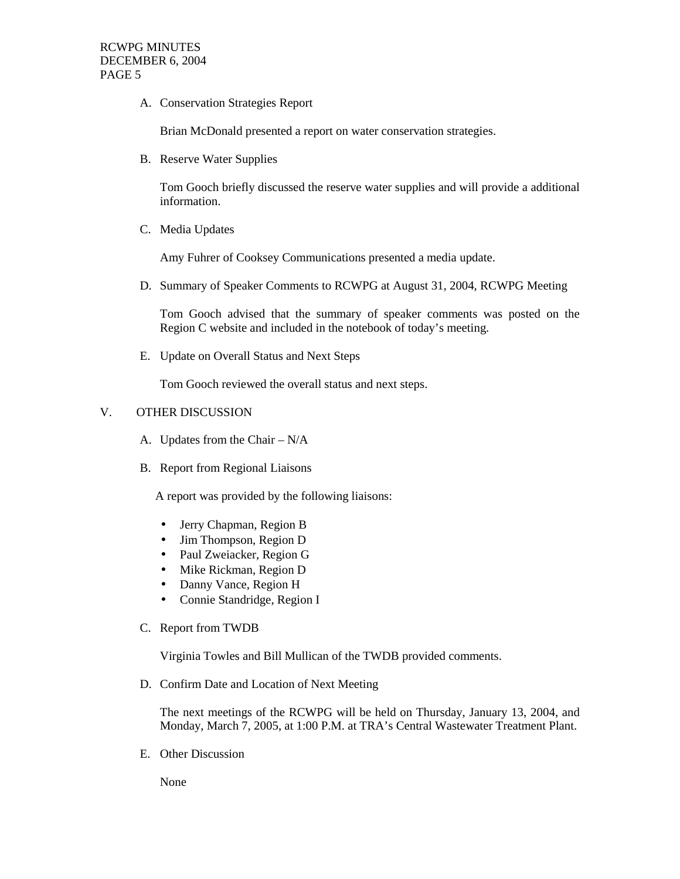A. Conservation Strategies Report

Brian McDonald presented a report on water conservation strategies.

B. Reserve Water Supplies

Tom Gooch briefly discussed the reserve water supplies and will provide a additional information.

C. Media Updates

Amy Fuhrer of Cooksey Communications presented a media update.

D. Summary of Speaker Comments to RCWPG at August 31, 2004, RCWPG Meeting

Tom Gooch advised that the summary of speaker comments was posted on the Region C website and included in the notebook of today's meeting.

E. Update on Overall Status and Next Steps

Tom Gooch reviewed the overall status and next steps.

## V. OTHER DISCUSSION

A. Updates from the Chair – N/A

B. Report from Regional Liaisons

A report was provided by the following liaisons:

- Jerry Chapman, Region B
- Jim Thompson, Region D
- Paul Zweiacker, Region G
- Mike Rickman, Region D
- Danny Vance, Region H
- Connie Standridge, Region I

C. Report from TWDB

Virginia Towles and Bill Mullican of the TWDB provided comments.

D. Confirm Date and Location of Next Meeting

The next meetings of the RCWPG will be held on Thursday, January 13, 2004, and Monday, March 7, 2005, at 1:00 P.M. at TRA's Central Wastewater Treatment Plant.

E. Other Discussion

None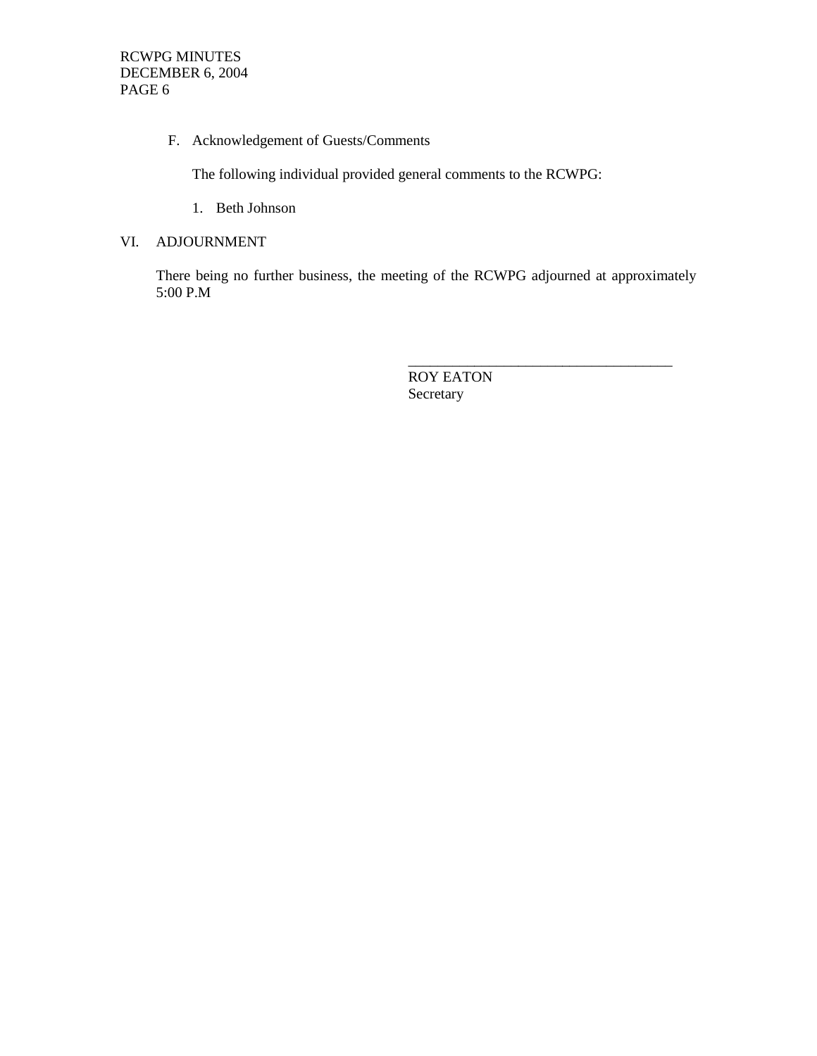F. Acknowledgement of Guests/Comments

The following individual provided general comments to the RCWPG:

1. Beth Johnson

VI. ADJOURNMENT

There being no further business, the meeting of the RCWPG adjourned at approximately 5:00 P.M

\_\_\_\_\_\_\_\_\_\_\_\_\_\_\_\_\_\_\_\_\_\_\_\_\_\_\_\_\_\_\_\_\_\_\_\_\_\_

ROY EATON
Secretary